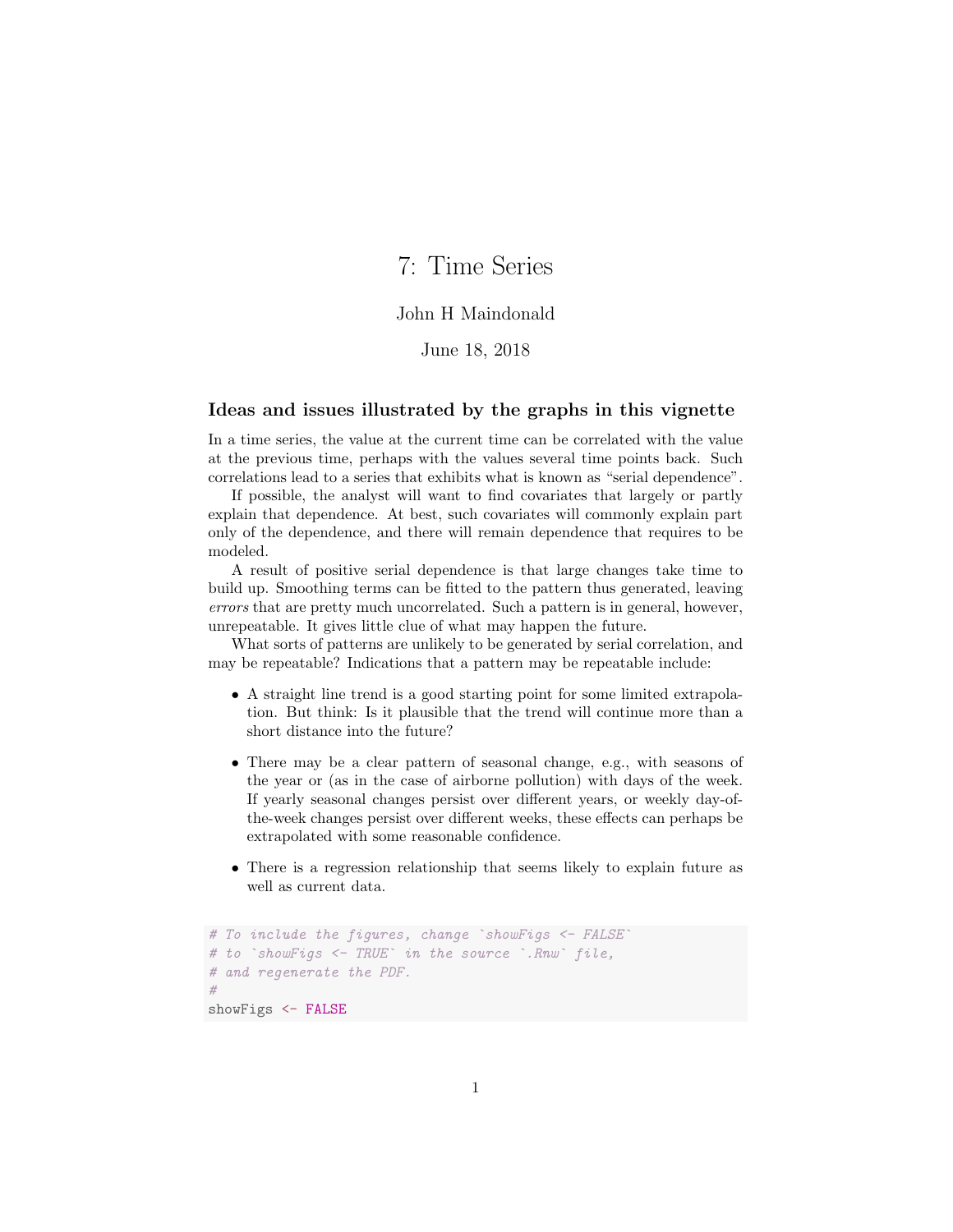# 7: Time Series

John H Maindonald

June 18, 2018

## Ideas and issues illustrated by the graphs in this vignette

In a time series, the value at the current time can be correlated with the value at the previous time, perhaps with the values several time points back. Such correlations lead to a series that exhibits what is known as "serial dependence".

If possible, the analyst will want to find covariates that largely or partly explain that dependence. At best, such covariates will commonly explain part only of the dependence, and there will remain dependence that requires to be modeled.

A result of positive serial dependence is that large changes take time to build up. Smoothing terms can be fitted to the pattern thus generated, leaving *errors* that are pretty much uncorrelated. Such a pattern is in general, however, unrepeatable. It gives little clue of what may happen the future.

What sorts of patterns are unlikely to be generated by serial correlation, and may be repeatable? Indications that a pattern may be repeatable include:

- A straight line trend is a good starting point for some limited extrapolation. But think: Is it plausible that the trend will continue more than a short distance into the future?
- There may be a clear pattern of seasonal change, e.g., with seasons of the year or (as in the case of airborne pollution) with days of the week. If yearly seasonal changes persist over different years, or weekly day-of-the-week changes persist over different weeks, these effects can perhaps be extrapolated with some reasonable confidence.
- There is a regression relationship that seems likely to explain future as well as current data.

```
# To include the figures, change `showFigs <- FALSE`
# to `showFigs <- TRUE` in the source `.Rnw` file,
# and regenerate the PDF.
#
showFigs <- FALSE
```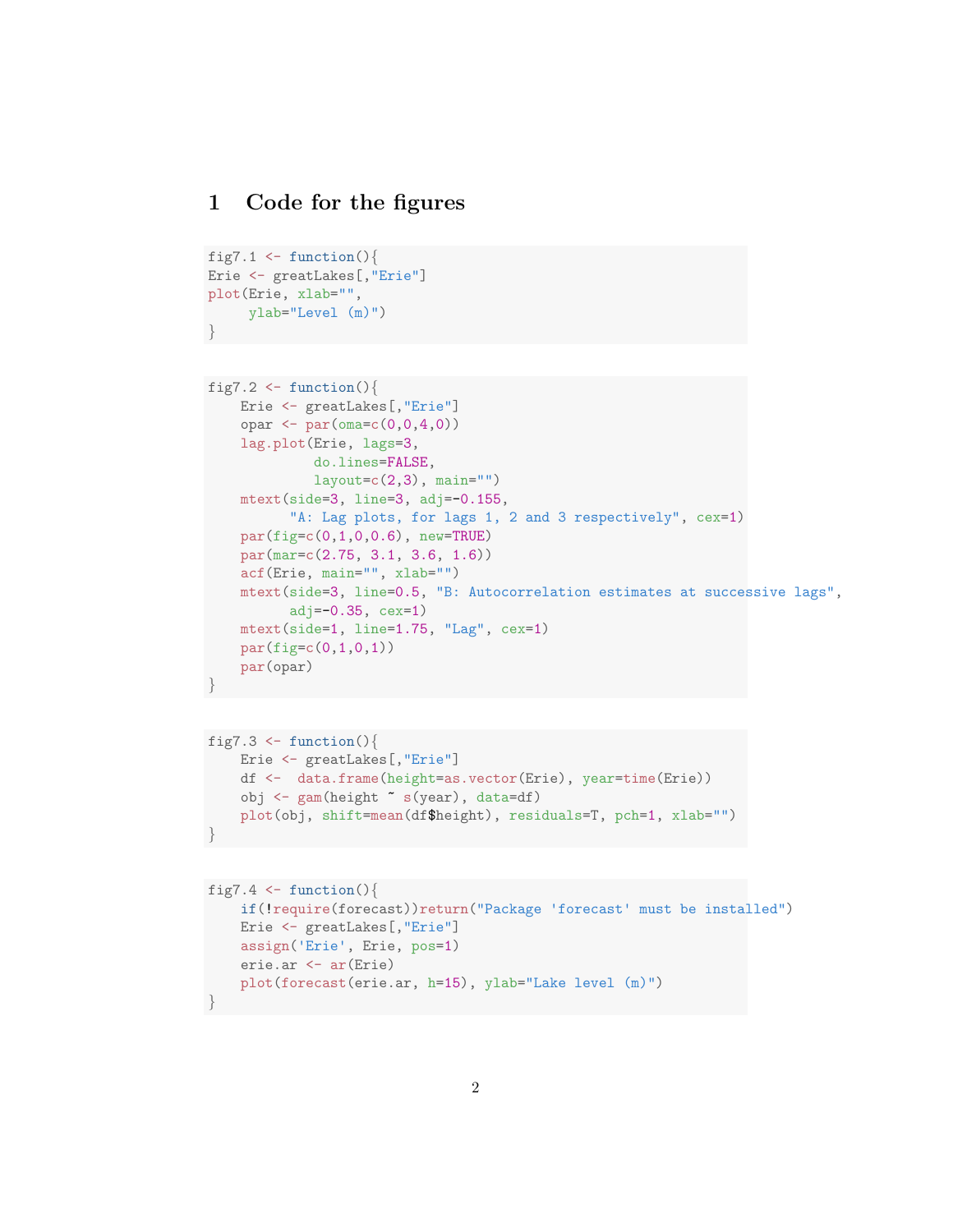# 1 Code for the figures

```
fig7.1 <- function(){
Erie <- greatLakes[,"Erie"]
plot(Erie, xlab="",
     ylab="Level (m)")
}
```

```
fig7.2 <- function(){
    Erie <- greatLakes[,"Erie"]
    opar <- par(oma=c(0,0,4,0))
    lag.plot(Erie, lags=3,
             do.lines=FALSE,
             layout=c(2,3), main="")
    mtext(side=3, line=3, adj=-0.155,
          "A: Lag plots, for lags 1, 2 and 3 respectively", cex=1)
    par(fig=c(0,1,0,0.6), new=TRUE)
    par(mar=c(2.75, 3.1, 3.6, 1.6))
    acf(Erie, main="", xlab="")
    mtext(side=3, line=0.5, "B: Autocorrelation estimates at successive lags",
          adj=-0.35, cex=1)
    mtext(side=1, line=1.75, "Lag", cex=1)
    par(fig=c(0,1,0,1))
    par(opar)
}
```

```
fig7.3 <- function(){
    Erie <- greatLakes[,"Erie"]
    df <-  data.frame(height=as.vector(Erie), year=time(Erie))
    obj <- gam(height ~ s(year), data=df)
    plot(obj, shift=mean(df$height), residuals=T, pch=1, xlab="")
}
```

```
fig7.4 <- function(){
    if(!require(forecast))return("Package 'forecast' must be installed")
    Erie <- greatLakes[,"Erie"]
    assign('Erie', Erie, pos=1)
    erie.ar <- ar(Erie)
    plot(forecast(erie.ar, h=15), ylab="Lake level (m)")
}
```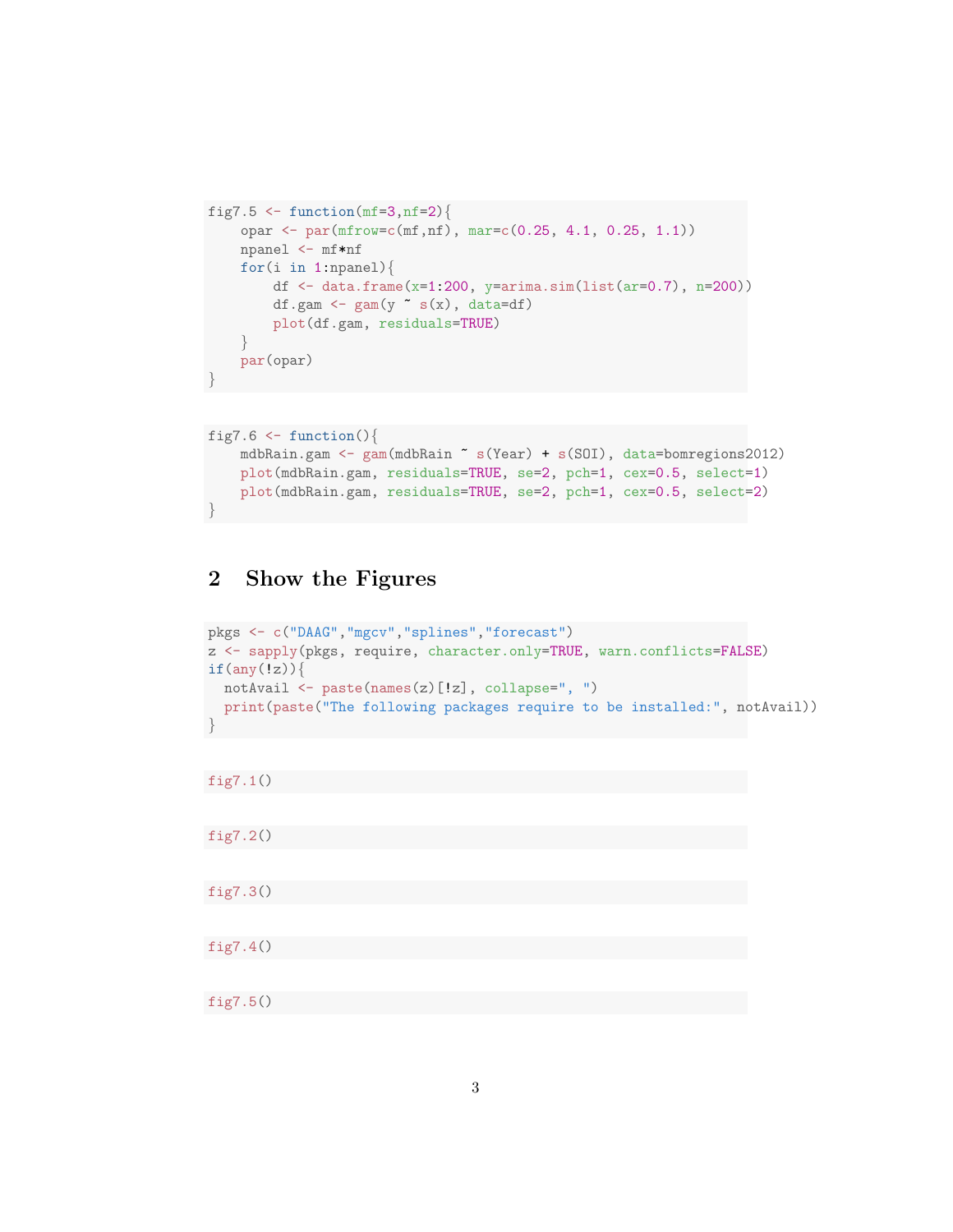```r
fig7.5 <- function(mf=3,nf=2){
    opar <- par(mfrow=c(mf,nf), mar=c(0.25, 4.1, 0.25, 1.1))
    npanel <- mf*nf
    for(i in 1:npanel){
        df <- data.frame(x=1:200, y=arima.sim(list(ar=0.7), n=200))
        df.gam <- gam(y ~ s(x), data=df)
        plot(df.gam, residuals=TRUE)
    }
    par(opar)
}
```

```r
fig7.6 <- function(){
    mdbRain.gam <- gam(mdbRain ~ s(Year) + s(SOI), data=bomregions2012)
    plot(mdbRain.gam, residuals=TRUE, se=2, pch=1, cex=0.5, select=1)
    plot(mdbRain.gam, residuals=TRUE, se=2, pch=1, cex=0.5, select=2)
}
```

## 2 Show the Figures

```r
pkgs <- c("DAAG","mgcv","splines","forecast")
z <- sapply(pkgs, require, character.only=TRUE, warn.conflicts=FALSE)
if(any(!z)){
  notAvail <- paste(names(z)[!z], collapse=", ")
  print(paste("The following packages require to be installed:", notAvail))
}
```

```r
fig7.1()
```

```r
fig7.2()
```

```r
fig7.3()
```

```r
fig7.4()
```

```r
fig7.5()
```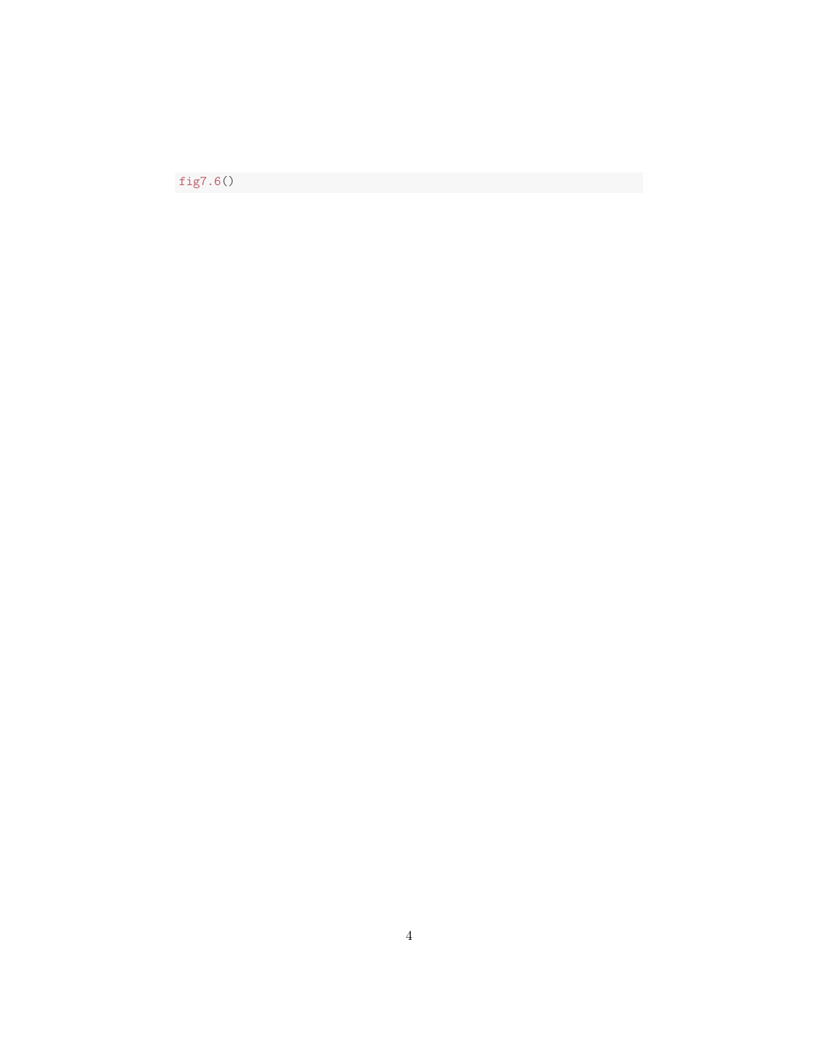```
fig7.6()
```